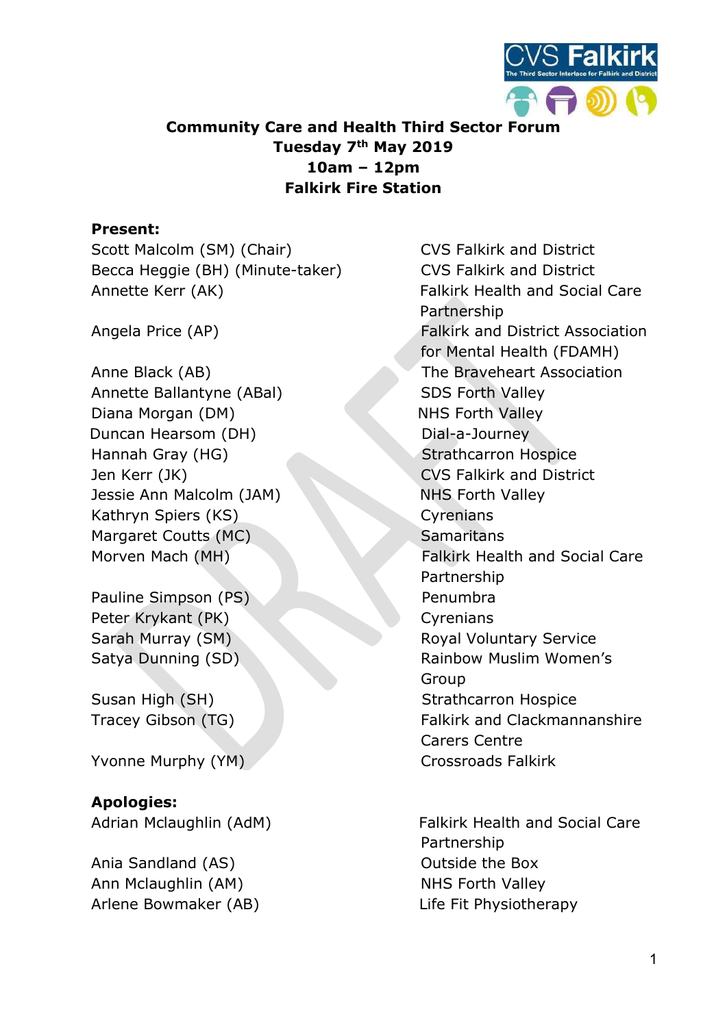**Community Care and Health Third Sector Forum**
**Tuesday 7th May 2019**
**10am – 12pm**
**Falkirk Fire Station**

**Present:**

| | |
|---|---|
| Scott Malcolm (SM) (Chair) | CVS Falkirk and District |
| Becca Heggie (BH) (Minute-taker) | CVS Falkirk and District |
| Annette Kerr (AK) | Falkirk Health and Social Care Partnership |
| Angela Price (AP) | Falkirk and District Association for Mental Health (FDAMH) |
| Anne Black (AB) | The Braveheart Association |
| Annette Ballantyne (ABal) | SDS Forth Valley |
| Diana Morgan (DM) | NHS Forth Valley |
| Duncan Hearsom (DH) | Dial-a-Journey |
| Hannah Gray (HG) | Strathcarron Hospice |
| Jen Kerr (JK) | CVS Falkirk and District |
| Jessie Ann Malcolm (JAM) | NHS Forth Valley |
| Kathryn Spiers (KS) | Cyrenians |
| Margaret Coutts (MC) | Samaritans |
| Morven Mach (MH) | Falkirk Health and Social Care Partnership |
| Pauline Simpson (PS) | Penumbra |
| Peter Krykant (PK) | Cyrenians |
| Sarah Murray (SM) | Royal Voluntary Service |
| Satya Dunning (SD) | Rainbow Muslim Women's Group |
| Susan High (SH) | Strathcarron Hospice |
| Tracey Gibson (TG) | Falkirk and Clackmannanshire Carers Centre |
| Yvonne Murphy (YM) | Crossroads Falkirk |

**Apologies:**

| | |
|---|---|
| Adrian Mclaughlin (AdM) | Falkirk Health and Social Care Partnership |
| Ania Sandland (AS) | Outside the Box |
| Ann Mclaughlin (AM) | NHS Forth Valley |
| Arlene Bowmaker (AB) | Life Fit Physiotherapy |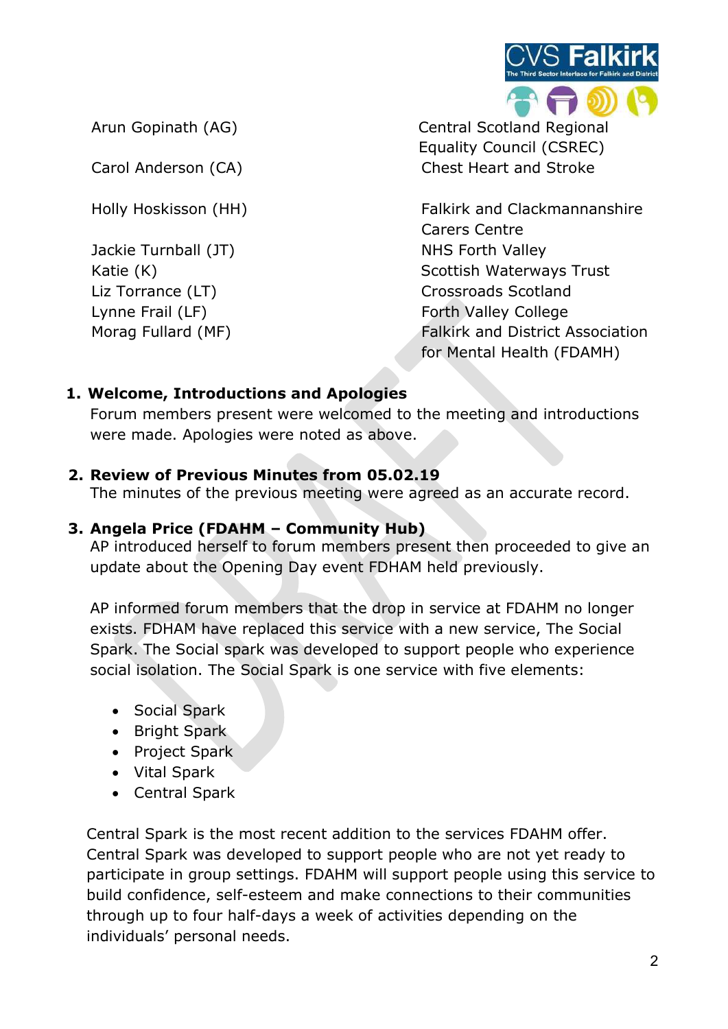| | |
|---|---|
| Arun Gopinath (AG) | Central Scotland Regional Equality Council (CSREC) |
| Carol Anderson (CA) | Chest Heart and Stroke |
| Holly Hoskisson (HH) | Falkirk and Clackmannanshire Carers Centre |
| Jackie Turnball (JT) | NHS Forth Valley |
| Katie (K) | Scottish Waterways Trust |
| Liz Torrance (LT) | Crossroads Scotland |
| Lynne Frail (LF) | Forth Valley College |
| Morag Fullard (MF) | Falkirk and District Association for Mental Health (FDAMH) |

1. **Welcome, Introductions and Apologies**

   Forum members present were welcomed to the meeting and introductions were made. Apologies were noted as above.

2. **Review of Previous Minutes from 05.02.19**

   The minutes of the previous meeting were agreed as an accurate record.

3. **Angela Price (FDAHM – Community Hub)**

   AP introduced herself to forum members present then proceeded to give an update about the Opening Day event FDHAM held previously.

   AP informed forum members that the drop in service at FDAHM no longer exists. FDHAM have replaced this service with a new service, The Social Spark. The Social spark was developed to support people who experience social isolation. The Social Spark is one service with five elements:

   - Social Spark
   - Bright Spark
   - Project Spark
   - Vital Spark
   - Central Spark

   Central Spark is the most recent addition to the services FDAHM offer. Central Spark was developed to support people who are not yet ready to participate in group settings. FDAHM will support people using this service to build confidence, self-esteem and make connections to their communities through up to four half-days a week of activities depending on the individuals' personal needs.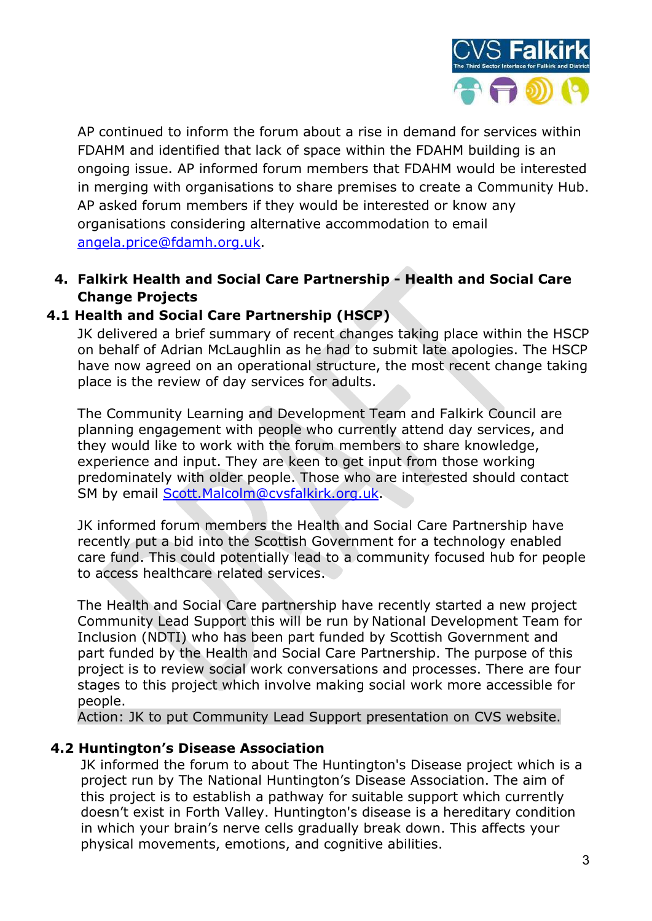AP continued to inform the forum about a rise in demand for services within FDAHM and identified that lack of space within the FDAHM building is an ongoing issue. AP informed forum members that FDAHM would be interested in merging with organisations to share premises to create a Community Hub. AP asked forum members if they would be interested or know any organisations considering alternative accommodation to email angela.price@fdamh.org.uk.

## 4. Falkirk Health and Social Care Partnership - Health and Social Care Change Projects

### 4.1 Health and Social Care Partnership (HSCP)

JK delivered a brief summary of recent changes taking place within the HSCP on behalf of Adrian McLaughlin as he had to submit late apologies. The HSCP have now agreed on an operational structure, the most recent change taking place is the review of day services for adults.

The Community Learning and Development Team and Falkirk Council are planning engagement with people who currently attend day services, and they would like to work with the forum members to share knowledge, experience and input. They are keen to get input from those working predominately with older people. Those who are interested should contact SM by email Scott.Malcolm@cvsfalkirk.org.uk.

JK informed forum members the Health and Social Care Partnership have recently put a bid into the Scottish Government for a technology enabled care fund. This could potentially lead to a community focused hub for people to access healthcare related services.

The Health and Social Care partnership have recently started a new project Community Lead Support this will be run by National Development Team for Inclusion (NDTI) who has been part funded by Scottish Government and part funded by the Health and Social Care Partnership. The purpose of this project is to review social work conversations and processes. There are four stages to this project which involve making social work more accessible for people.

Action: JK to put Community Lead Support presentation on CVS website.

### 4.2 Huntington's Disease Association

JK informed the forum to about The Huntington's Disease project which is a project run by The National Huntington's Disease Association. The aim of this project is to establish a pathway for suitable support which currently doesn't exist in Forth Valley. Huntington's disease is a hereditary condition in which your brain's nerve cells gradually break down. This affects your physical movements, emotions, and cognitive abilities.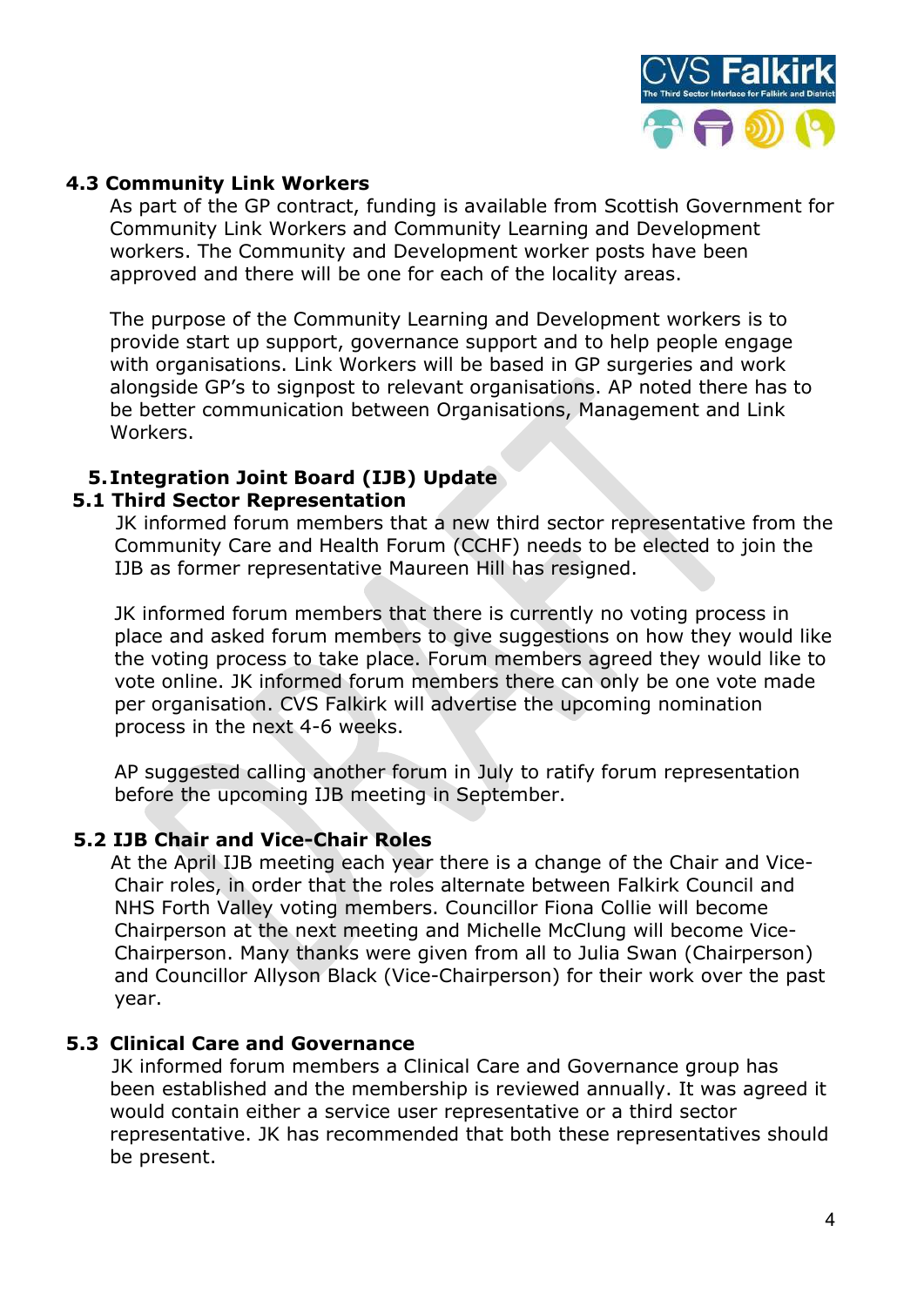### 4.3 Community Link Workers

As part of the GP contract, funding is available from Scottish Government for Community Link Workers and Community Learning and Development workers. The Community and Development worker posts have been approved and there will be one for each of the locality areas.

The purpose of the Community Learning and Development workers is to provide start up support, governance support and to help people engage with organisations. Link Workers will be based in GP surgeries and work alongside GP's to signpost to relevant organisations. AP noted there has to be better communication between Organisations, Management and Link Workers.

## 5. Integration Joint Board (IJB) Update

### 5.1 Third Sector Representation

JK informed forum members that a new third sector representative from the Community Care and Health Forum (CCHF) needs to be elected to join the IJB as former representative Maureen Hill has resigned.

JK informed forum members that there is currently no voting process in place and asked forum members to give suggestions on how they would like the voting process to take place. Forum members agreed they would like to vote online. JK informed forum members there can only be one vote made per organisation. CVS Falkirk will advertise the upcoming nomination process in the next 4-6 weeks.

AP suggested calling another forum in July to ratify forum representation before the upcoming IJB meeting in September.

### 5.2 IJB Chair and Vice-Chair Roles

At the April IJB meeting each year there is a change of the Chair and Vice-Chair roles, in order that the roles alternate between Falkirk Council and NHS Forth Valley voting members. Councillor Fiona Collie will become Chairperson at the next meeting and Michelle McClung will become Vice-Chairperson. Many thanks were given from all to Julia Swan (Chairperson) and Councillor Allyson Black (Vice-Chairperson) for their work over the past year.

### 5.3 Clinical Care and Governance

JK informed forum members a Clinical Care and Governance group has been established and the membership is reviewed annually. It was agreed it would contain either a service user representative or a third sector representative. JK has recommended that both these representatives should be present.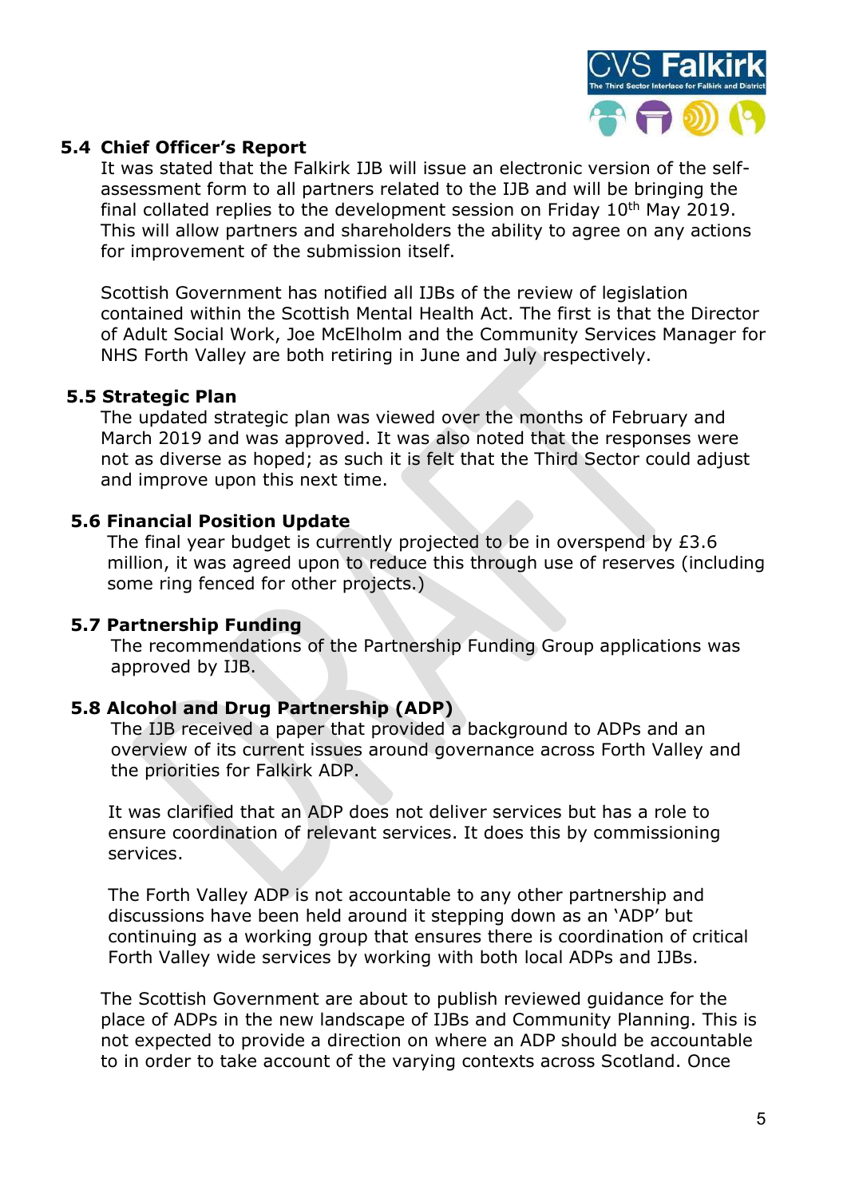### 5.4 Chief Officer's Report

It was stated that the Falkirk IJB will issue an electronic version of the self-assessment form to all partners related to the IJB and will be bringing the final collated replies to the development session on Friday 10th May 2019. This will allow partners and shareholders the ability to agree on any actions for improvement of the submission itself.

Scottish Government has notified all IJBs of the review of legislation contained within the Scottish Mental Health Act. The first is that the Director of Adult Social Work, Joe McElholm and the Community Services Manager for NHS Forth Valley are both retiring in June and July respectively.

### 5.5 Strategic Plan

The updated strategic plan was viewed over the months of February and March 2019 and was approved. It was also noted that the responses were not as diverse as hoped; as such it is felt that the Third Sector could adjust and improve upon this next time.

### 5.6 Financial Position Update

The final year budget is currently projected to be in overspend by £3.6 million, it was agreed upon to reduce this through use of reserves (including some ring fenced for other projects.)

### 5.7 Partnership Funding

The recommendations of the Partnership Funding Group applications was approved by IJB.

### 5.8 Alcohol and Drug Partnership (ADP)

The IJB received a paper that provided a background to ADPs and an overview of its current issues around governance across Forth Valley and the priorities for Falkirk ADP.

It was clarified that an ADP does not deliver services but has a role to ensure coordination of relevant services. It does this by commissioning services.

The Forth Valley ADP is not accountable to any other partnership and discussions have been held around it stepping down as an 'ADP' but continuing as a working group that ensures there is coordination of critical Forth Valley wide services by working with both local ADPs and IJBs.

The Scottish Government are about to publish reviewed guidance for the place of ADPs in the new landscape of IJBs and Community Planning. This is not expected to provide a direction on where an ADP should be accountable to in order to take account of the varying contexts across Scotland. Once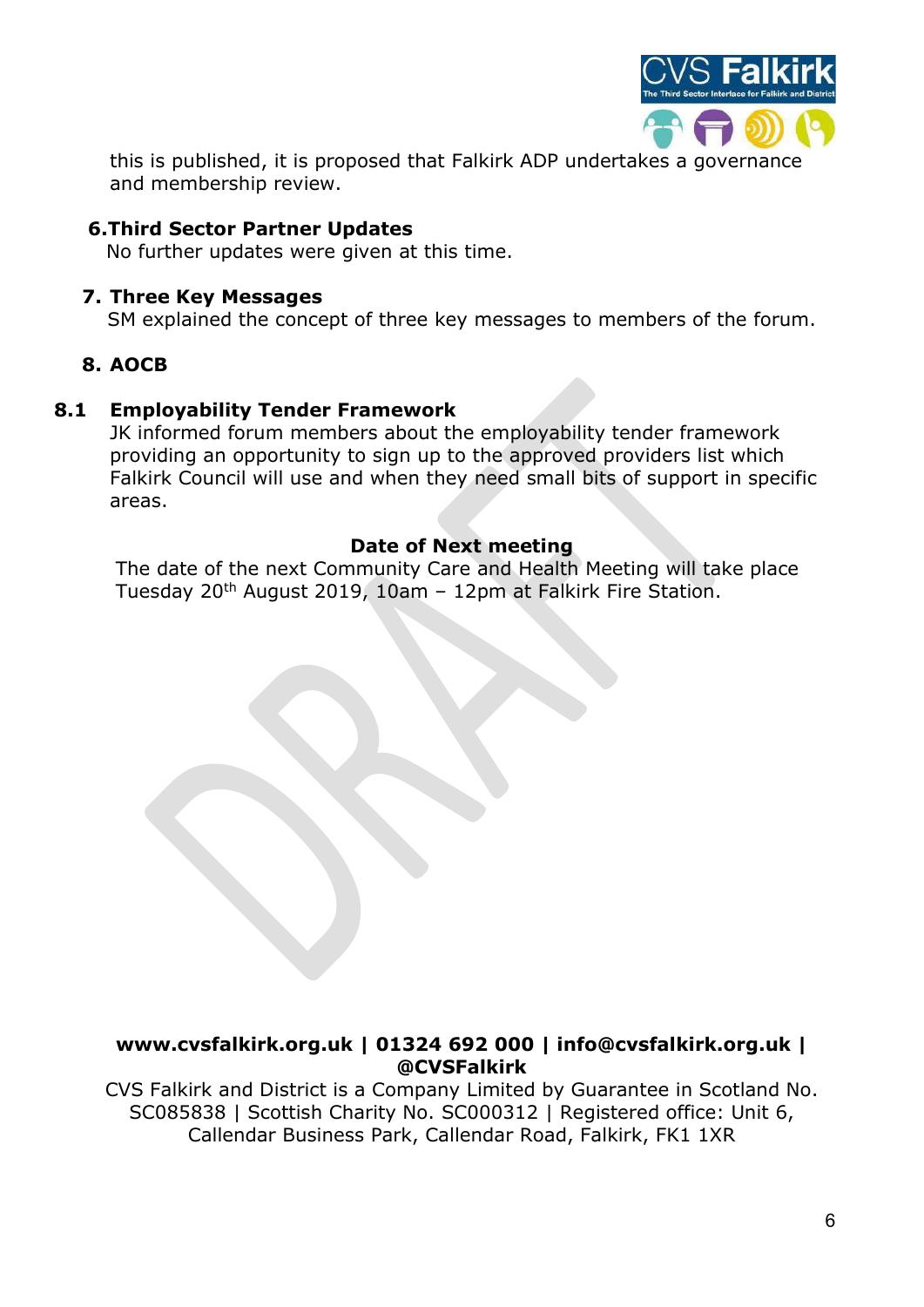this is published, it is proposed that Falkirk ADP undertakes a governance and membership review.

## 6. Third Sector Partner Updates

No further updates were given at this time.

## 7. Three Key Messages

SM explained the concept of three key messages to members of the forum.

## 8. AOCB

### 8.1 Employability Tender Framework

JK informed forum members about the employability tender framework providing an opportunity to sign up to the approved providers list which Falkirk Council will use and when they need small bits of support in specific areas.

**Date of Next meeting**

The date of the next Community Care and Health Meeting will take place Tuesday 20th August 2019, 10am – 12pm at Falkirk Fire Station.

**www.cvsfalkirk.org.uk | 01324 692 000 | info@cvsfalkirk.org.uk | @CVSFalkirk**

CVS Falkirk and District is a Company Limited by Guarantee in Scotland No. SC085838 | Scottish Charity No. SC000312 | Registered office: Unit 6, Callendar Business Park, Callendar Road, Falkirk, FK1 1XR